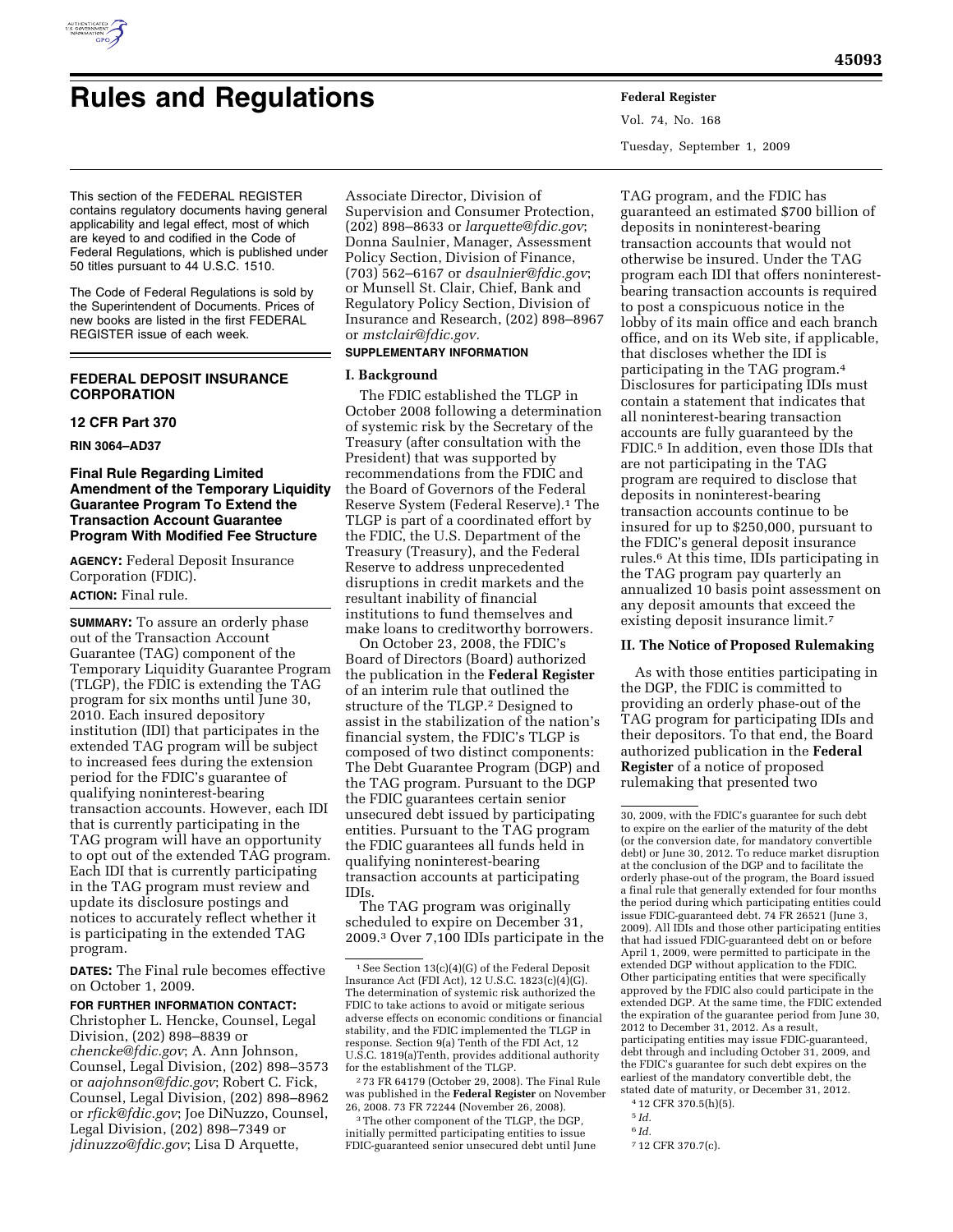# Rules and Regulations

This section of the FEDERAL REGISTER contains regulatory documents having general applicability and legal effect, most of which are keyed to and codified in the Code of Federal Regulations, which is published under 50 titles pursuant to 44 U.S.C. 1510.

The Code of Federal Regulations is sold by the Superintendent of Documents. Prices of new books are listed in the first FEDERAL REGISTER issue of each week.

## FEDERAL DEPOSIT INSURANCE CORPORATION

### 12 CFR Part 370

**RIN 3064–AD37**

### Final Rule Regarding Limited Amendment of the Temporary Liquidity Guarantee Program To Extend the Transaction Account Guarantee Program With Modified Fee Structure

**AGENCY:** Federal Deposit Insurance Corporation (FDIC).

**ACTION:** Final rule.

**SUMMARY:** To assure an orderly phase out of the Transaction Account Guarantee (TAG) component of the Temporary Liquidity Guarantee Program (TLGP), the FDIC is extending the TAG program for six months until June 30, 2010. Each insured depository institution (IDI) that participates in the extended TAG program will be subject to increased fees during the extension period for the FDIC's guarantee of qualifying noninterest-bearing transaction accounts. However, each IDI that is currently participating in the TAG program will have an opportunity to opt out of the extended TAG program. Each IDI that is currently participating in the TAG program must review and update its disclosure postings and notices to accurately reflect whether it is participating in the extended TAG program.

**DATES:** The Final rule becomes effective on October 1, 2009.

**FOR FURTHER INFORMATION CONTACT:** Christopher L. Hencke, Counsel, Legal Division, (202) 898–8839 or *chencke@fdic.gov*; A. Ann Johnson, Counsel, Legal Division, (202) 898–3573 or *aajohnson@fdic.gov*; Robert C. Fick, Counsel, Legal Division, (202) 898–8962 or *rfick@fdic.gov*; Joe DiNuzzo, Counsel, Legal Division, (202) 898–7349 or *jdinuzzo@fdic.gov*; Lisa D Arquette, Associate Director, Division of Supervision and Consumer Protection, (202) 898–8633 or *larquette@fdic.gov*; Donna Saulnier, Manager, Assessment Policy Section, Division of Finance, (703) 562–6167 or *dsaulnier@fdic.gov*; or Munsell St. Clair, Chief, Bank and Regulatory Policy Section, Division of Insurance and Research, (202) 898–8967 or *mstclair@fdic.gov.*

**SUPPLEMENTARY INFORMATION**

**I. Background**

The FDIC established the TLGP in October 2008 following a determination of systemic risk by the Secretary of the Treasury (after consultation with the President) that was supported by recommendations from the FDIC and the Board of Governors of the Federal Reserve System (Federal Reserve).[1] The TLGP is part of a coordinated effort by the FDIC, the U.S. Department of the Treasury (Treasury), and the Federal Reserve to address unprecedented disruptions in credit markets and the resultant inability of financial institutions to fund themselves and make loans to creditworthy borrowers.

On October 23, 2008, the FDIC's Board of Directors (Board) authorized the publication in the **Federal Register** of an interim rule that outlined the structure of the TLGP.[2] Designed to assist in the stabilization of the nation's financial system, the FDIC's TLGP is composed of two distinct components: The Debt Guarantee Program (DGP) and the TAG program. Pursuant to the DGP the FDIC guarantees certain senior unsecured debt issued by participating entities. Pursuant to the TAG program the FDIC guarantees all funds held in qualifying noninterest-bearing transaction accounts at participating IDIs.

The TAG program was originally scheduled to expire on December 31, 2009.[3] Over 7,100 IDIs participate in the TAG program, and the FDIC has guaranteed an estimated $700 billion of deposits in noninterest-bearing transaction accounts that would not otherwise be insured. Under the TAG program each IDI that offers noninterest-bearing transaction accounts is required to post a conspicuous notice in the lobby of its main office and each branch office, and on its Web site, if applicable, that discloses whether the IDI is participating in the TAG program.[4] Disclosures for participating IDIs must contain a statement that indicates that all noninterest-bearing transaction accounts are fully guaranteed by the FDIC.[5] In addition, even those IDIs that are not participating in the TAG program are required to disclose that deposits in noninterest-bearing transaction accounts continue to be insured for up to $250,000, pursuant to the FDIC's general deposit insurance rules.[6] At this time, IDIs participating in the TAG program pay quarterly an annualized 10 basis point assessment on any deposit amounts that exceed the existing deposit insurance limit.[7]

**II. The Notice of Proposed Rulemaking**

As with those entities participating in the DGP, the FDIC is committed to providing an orderly phase-out of the TAG program for participating IDIs and their depositors. To that end, the Board authorized publication in the **Federal Register** of a notice of proposed rulemaking that presented two

---

[1] See Section 13(c)(4)(G) of the Federal Deposit Insurance Act (FDI Act), 12 U.S.C. 1823(c)(4)(G). The determination of systemic risk authorized the FDIC to take actions to avoid or mitigate serious adverse effects on economic conditions or financial stability, and the FDIC implemented the TLGP in response. Section 9(a) Tenth of the FDI Act, 12 U.S.C. 1819(a)Tenth, provides additional authority for the establishment of the TLGP.

[2] 73 FR 64179 (October 29, 2008). The Final Rule was published in the **Federal Register** on November 26, 2008. 73 FR 72244 (November 26, 2008).

[3] The other component of the TLGP, the DGP, initially permitted participating entities to issue FDIC-guaranteed senior unsecured debt until June 30, 2009, with the FDIC's guarantee for such debt to expire on the earlier of the maturity of the debt (or the conversion date, for mandatory convertible debt) or June 30, 2012. To reduce market disruption at the conclusion of the DGP and to facilitate the orderly phase-out of the program, the Board issued a final rule that generally extended for four months the period during which participating entities could issue FDIC-guaranteed debt. 74 FR 26521 (June 3, 2009). All IDIs and those other participating entities that had issued FDIC-guaranteed debt on or before April 1, 2009, were permitted to participate in the extended DGP without application to the FDIC. Other participating entities that were specifically approved by the FDIC also could participate in the extended DGP. At the same time, the FDIC extended the expiration of the guarantee period from June 30, 2012 to December 31, 2012. As a result, participating entities may issue FDIC-guaranteed, debt through and including October 31, 2009, and the FDIC's guarantee for such debt expires on the earliest of the mandatory convertible debt, the stated date of maturity, or December 31, 2012.

[4] 12 CFR 370.5(h)(5).

[5] *Id.*

[6] *Id.*

[7] 12 CFR 370.7(c).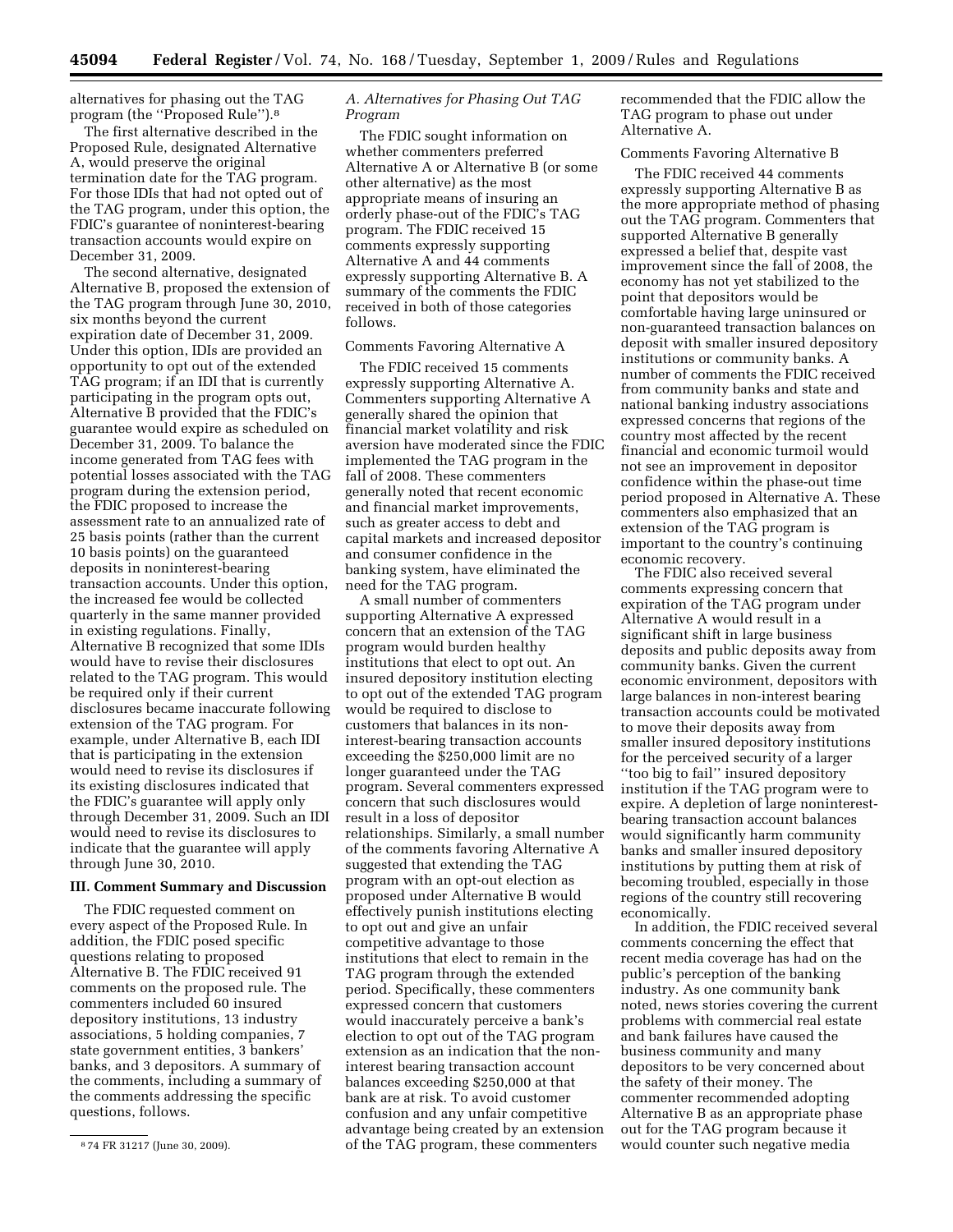alternatives for phasing out the TAG program (the ''Proposed Rule'').[8]

The first alternative described in the Proposed Rule, designated Alternative A, would preserve the original termination date for the TAG program. For those IDIs that had not opted out of the TAG program, under this option, the FDIC's guarantee of noninterest-bearing transaction accounts would expire on December 31, 2009.

The second alternative, designated Alternative B, proposed the extension of the TAG program through June 30, 2010, six months beyond the current expiration date of December 31, 2009. Under this option, IDIs are provided an opportunity to opt out of the extended TAG program; if an IDI that is currently participating in the program opts out, Alternative B provided that the FDIC's guarantee would expire as scheduled on December 31, 2009. To balance the income generated from TAG fees with potential losses associated with the TAG program during the extension period, the FDIC proposed to increase the assessment rate to an annualized rate of 25 basis points (rather than the current 10 basis points) on the guaranteed deposits in noninterest-bearing transaction accounts. Under this option, the increased fee would be collected quarterly in the same manner provided in existing regulations. Finally, Alternative B recognized that some IDIs would have to revise their disclosures related to the TAG program. This would be required only if their current disclosures became inaccurate following extension of the TAG program. For example, under Alternative B, each IDI that is participating in the extension would need to revise its disclosures if its existing disclosures indicated that the FDIC's guarantee will apply only through December 31, 2009. Such an IDI would need to revise its disclosures to indicate that the guarantee will apply through June 30, 2010.

## III. Comment Summary and Discussion

The FDIC requested comment on every aspect of the Proposed Rule. In addition, the FDIC posed specific questions relating to proposed Alternative B. The FDIC received 91 comments on the proposed rule. The commenters included 60 insured depository institutions, 13 industry associations, 5 holding companies, 7 state government entities, 3 bankers' banks, and 3 depositors. A summary of the comments, including a summary of the comments addressing the specific questions, follows.

[8] 74 FR 31217 (June 30, 2009).

### *A. Alternatives for Phasing Out TAG Program*

The FDIC sought information on whether commenters preferred Alternative A or Alternative B (or some other alternative) as the most appropriate means of insuring an orderly phase-out of the FDIC's TAG program. The FDIC received 15 comments expressly supporting Alternative A and 44 comments expressly supporting Alternative B. A summary of the comments the FDIC received in both of those categories follows.

#### Comments Favoring Alternative A

The FDIC received 15 comments expressly supporting Alternative A. Commenters supporting Alternative A generally shared the opinion that financial market volatility and risk aversion have moderated since the FDIC implemented the TAG program in the fall of 2008. These commenters generally noted that recent economic and financial market improvements, such as greater access to debt and capital markets and increased depositor and consumer confidence in the banking system, have eliminated the need for the TAG program.

A small number of commenters supporting Alternative A expressed concern that an extension of the TAG program would burden healthy institutions that elect to opt out. An insured depository institution electing to opt out of the extended TAG program would be required to disclose to customers that balances in its non-interest-bearing transaction accounts exceeding the $250,000 limit are no longer guaranteed under the TAG program. Several commenters expressed concern that such disclosures would result in a loss of depositor relationships. Similarly, a small number of the comments favoring Alternative A suggested that extending the TAG program with an opt-out election as proposed under Alternative B would effectively punish institutions electing to opt out and give an unfair competitive advantage to those institutions that elect to remain in the TAG program through the extended period. Specifically, these commenters expressed concern that customers would inaccurately perceive a bank's election to opt out of the TAG program extension as an indication that the non-interest bearing transaction account balances exceeding $250,000 at that bank are at risk. To avoid customer confusion and any unfair competitive advantage being created by an extension of the TAG program, these commenters recommended that the FDIC allow the TAG program to phase out under Alternative A.

#### Comments Favoring Alternative B

The FDIC received 44 comments expressly supporting Alternative B as the more appropriate method of phasing out the TAG program. Commenters that supported Alternative B generally expressed a belief that, despite vast improvement since the fall of 2008, the economy has not yet stabilized to the point that depositors would be comfortable having large uninsured or non-guaranteed transaction balances on deposit with smaller insured depository institutions or community banks. A number of comments the FDIC received from community banks and state and national banking industry associations expressed concerns that regions of the country most affected by the recent financial and economic turmoil would not see an improvement in depositor confidence within the phase-out time period proposed in Alternative A. These commenters also emphasized that an extension of the TAG program is important to the country's continuing economic recovery.

The FDIC also received several comments expressing concern that expiration of the TAG program under Alternative A would result in a significant shift in large business deposits and public deposits away from community banks. Given the current economic environment, depositors with large balances in non-interest bearing transaction accounts could be motivated to move their deposits away from smaller insured depository institutions for the perceived security of a larger ''too big to fail'' insured depository institution if the TAG program were to expire. A depletion of large noninterest-bearing transaction account balances would significantly harm community banks and smaller insured depository institutions by putting them at risk of becoming troubled, especially in those regions of the country still recovering economically.

In addition, the FDIC received several comments concerning the effect that recent media coverage has had on the public's perception of the banking industry. As one community bank noted, news stories covering the current problems with commercial real estate and bank failures have caused the business community and many depositors to be very concerned about the safety of their money. The commenter recommended adopting Alternative B as an appropriate phase out for the TAG program because it would counter such negative media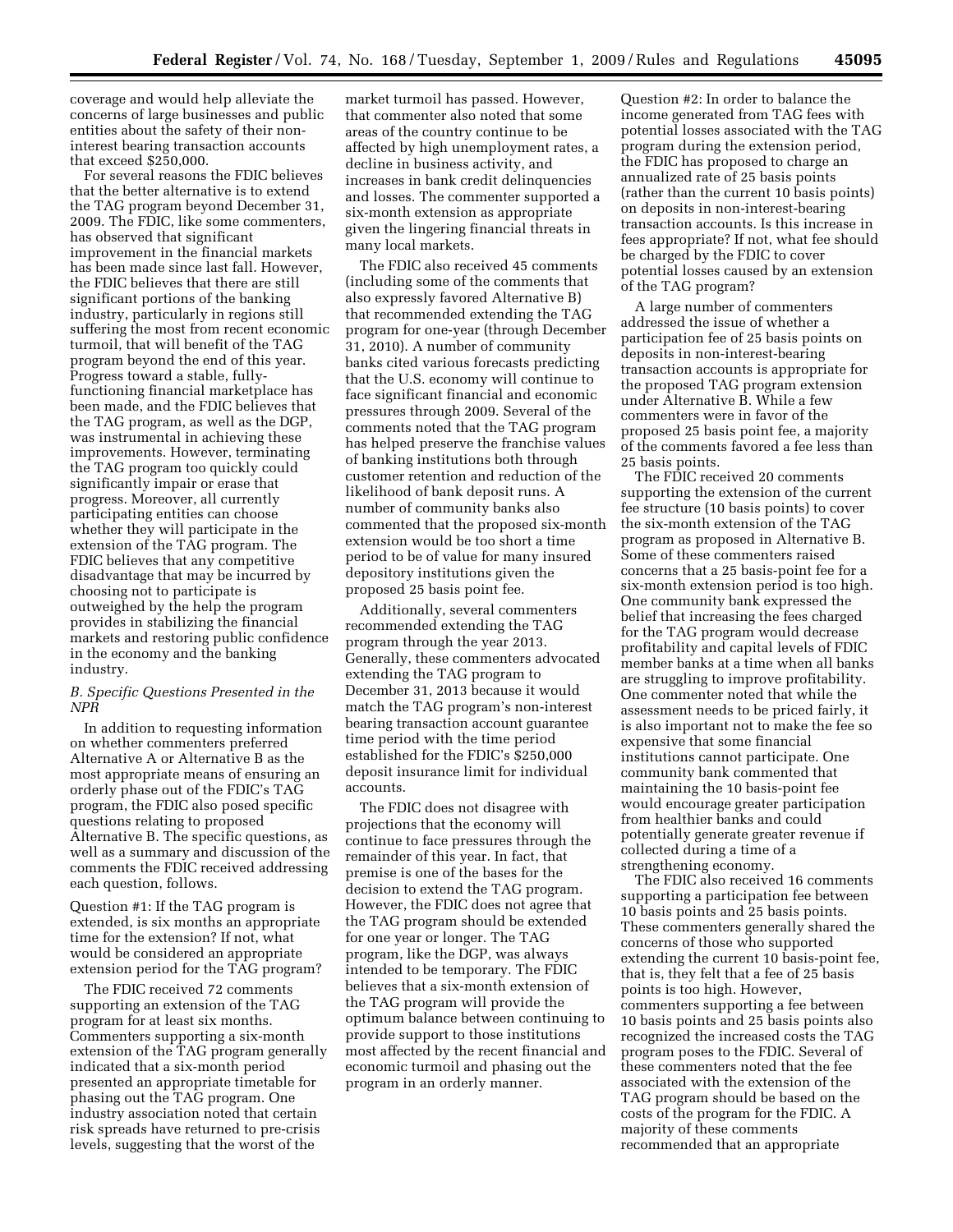coverage and would help alleviate the concerns of large businesses and public entities about the safety of their non-interest bearing transaction accounts that exceed $250,000.

For several reasons the FDIC believes that the better alternative is to extend the TAG program beyond December 31, 2009. The FDIC, like some commenters, has observed that significant improvement in the financial markets has been made since last fall. However, the FDIC believes that there are still significant portions of the banking industry, particularly in regions still suffering the most from recent economic turmoil, that will benefit of the TAG program beyond the end of this year. Progress toward a stable, fully-functioning financial marketplace has been made, and the FDIC believes that the TAG program, as well as the DGP, was instrumental in achieving these improvements. However, terminating the TAG program too quickly could significantly impair or erase that progress. Moreover, all currently participating entities can choose whether they will participate in the extension of the TAG program. The FDIC believes that any competitive disadvantage that may be incurred by choosing not to participate is outweighed by the help the program provides in stabilizing the financial markets and restoring public confidence in the economy and the banking industry.

*B. Specific Questions Presented in the NPR*

In addition to requesting information on whether commenters preferred Alternative A or Alternative B as the most appropriate means of ensuring an orderly phase out of the FDIC's TAG program, the FDIC also posed specific questions relating to proposed Alternative B. The specific questions, as well as a summary and discussion of the comments the FDIC received addressing each question, follows.

Question #1: If the TAG program is extended, is six months an appropriate time for the extension? If not, what would be considered an appropriate extension period for the TAG program?

The FDIC received 72 comments supporting an extension of the TAG program for at least six months. Commenters supporting a six-month extension of the TAG program generally indicated that a six-month period presented an appropriate timetable for phasing out the TAG program. One industry association noted that certain risk spreads have returned to pre-crisis levels, suggesting that the worst of the market turmoil has passed. However, that commenter also noted that some areas of the country continue to be affected by high unemployment rates, a decline in business activity, and increases in bank credit delinquencies and losses. The commenter supported a six-month extension as appropriate given the lingering financial threats in many local markets.

The FDIC also received 45 comments (including some of the comments that also expressly favored Alternative B) that recommended extending the TAG program for one-year (through December 31, 2010). A number of community banks cited various forecasts predicting that the U.S. economy will continue to face significant financial and economic pressures through 2009. Several of the comments noted that the TAG program has helped preserve the franchise values of banking institutions both through customer retention and reduction of the likelihood of bank deposit runs. A number of community banks also commented that the proposed six-month extension would be too short a time period to be of value for many insured depository institutions given the proposed 25 basis point fee.

Additionally, several commenters recommended extending the TAG program through the year 2013. Generally, these commenters advocated extending the TAG program to December 31, 2013 because it would match the TAG program's non-interest bearing transaction account guarantee time period with the time period established for the FDIC's $250,000 deposit insurance limit for individual accounts.

The FDIC does not disagree with projections that the economy will continue to face pressures through the remainder of this year. In fact, that premise is one of the bases for the decision to extend the TAG program. However, the FDIC does not agree that the TAG program should be extended for one year or longer. The TAG program, like the DGP, was always intended to be temporary. The FDIC believes that a six-month extension of the TAG program will provide the optimum balance between continuing to provide support to those institutions most affected by the recent financial and economic turmoil and phasing out the program in an orderly manner.

Question #2: In order to balance the income generated from TAG fees with potential losses associated with the TAG program during the extension period, the FDIC has proposed to charge an annualized rate of 25 basis points (rather than the current 10 basis points) on deposits in non-interest-bearing transaction accounts. Is this increase in fees appropriate? If not, what fee should be charged by the FDIC to cover potential losses caused by an extension of the TAG program?

A large number of commenters addressed the issue of whether a participation fee of 25 basis points on deposits in non-interest-bearing transaction accounts is appropriate for the proposed TAG program extension under Alternative B. While a few commenters were in favor of the proposed 25 basis point fee, a majority of the comments favored a fee less than 25 basis points.

The FDIC received 20 comments supporting the extension of the current fee structure (10 basis points) to cover the six-month extension of the TAG program as proposed in Alternative B. Some of these commenters raised concerns that a 25 basis-point fee for a six-month extension period is too high. One community bank expressed the belief that increasing the fees charged for the TAG program would decrease profitability and capital levels of FDIC member banks at a time when all banks are struggling to improve profitability. One commenter noted that while the assessment needs to be priced fairly, it is also important not to make the fee so expensive that some financial institutions cannot participate. One community bank commented that maintaining the 10 basis-point fee would encourage greater participation from healthier banks and could potentially generate greater revenue if collected during a time of a strengthening economy.

The FDIC also received 16 comments supporting a participation fee between 10 basis points and 25 basis points. These commenters generally shared the concerns of those who supported extending the current 10 basis-point fee, that is, they felt that a fee of 25 basis points is too high. However, commenters supporting a fee between 10 basis points and 25 basis points also recognized the increased costs the TAG program poses to the FDIC. Several of these commenters noted that the fee associated with the extension of the TAG program should be based on the costs of the program for the FDIC. A majority of these comments recommended that an appropriate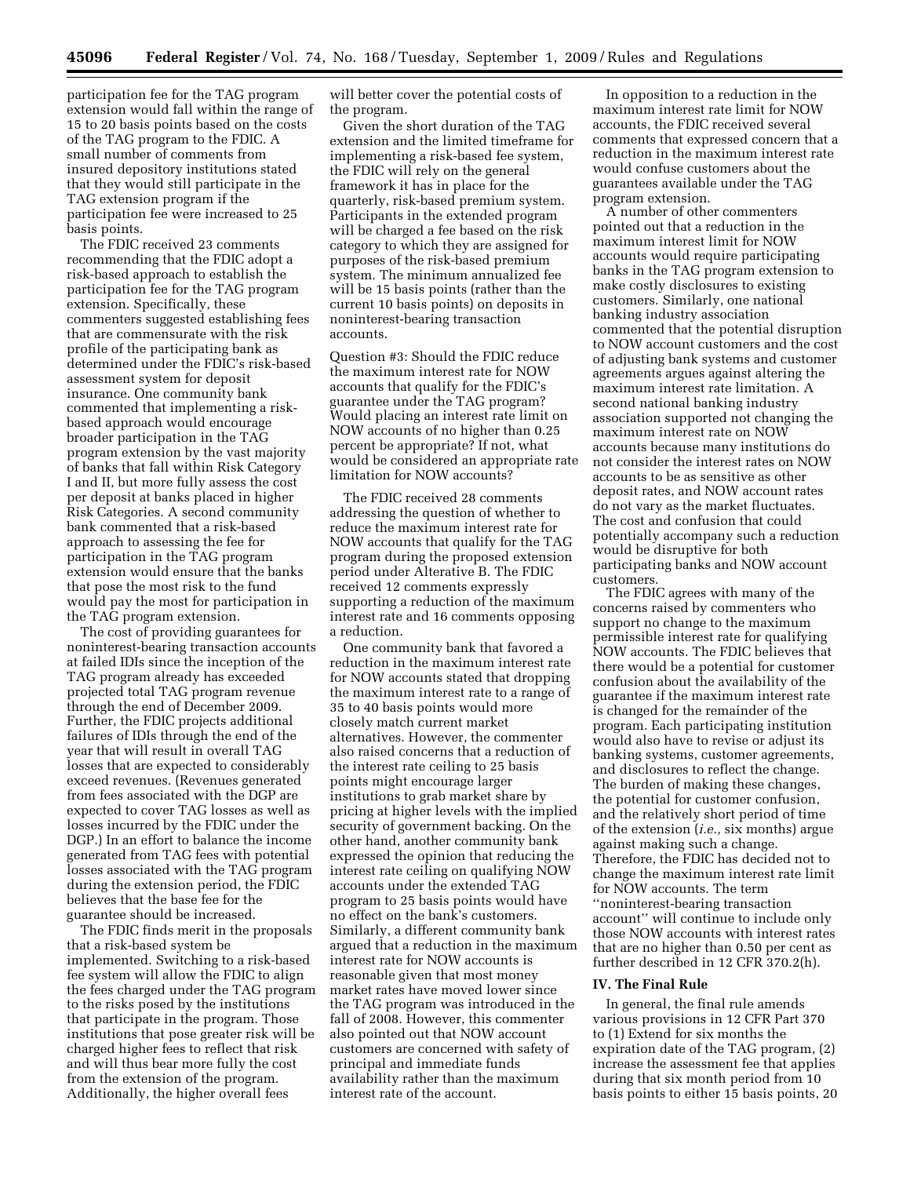participation fee for the TAG program extension would fall within the range of 15 to 20 basis points based on the costs of the TAG program to the FDIC. A small number of comments from insured depository institutions stated that they would still participate in the TAG extension program if the participation fee were increased to 25 basis points.

The FDIC received 23 comments recommending that the FDIC adopt a risk-based approach to establish the participation fee for the TAG program extension. Specifically, these commenters suggested establishing fees that are commensurate with the risk profile of the participating bank as determined under the FDIC's risk-based assessment system for deposit insurance. One community bank commented that implementing a risk-based approach would encourage broader participation in the TAG program extension by the vast majority of banks that fall within Risk Category I and II, but more fully assess the cost per deposit at banks placed in higher Risk Categories. A second community bank commented that a risk-based approach to assessing the fee for participation in the TAG program extension would ensure that the banks that pose the most risk to the fund would pay the most for participation in the TAG program extension.

The cost of providing guarantees for noninterest-bearing transaction accounts at failed IDIs since the inception of the TAG program already has exceeded projected total TAG program revenue through the end of December 2009. Further, the FDIC projects additional failures of IDIs through the end of the year that will result in overall TAG losses that are expected to considerably exceed revenues. (Revenues generated from fees associated with the DGP are expected to cover TAG losses as well as losses incurred by the FDIC under the DGP.) In an effort to balance the income generated from TAG fees with potential losses associated with the TAG program during the extension period, the FDIC believes that the base fee for the guarantee should be increased.

The FDIC finds merit in the proposals that a risk-based system be implemented. Switching to a risk-based fee system will allow the FDIC to align the fees charged under the TAG program to the risks posed by the institutions that participate in the program. Those institutions that pose greater risk will be charged higher fees to reflect that risk and will thus bear more fully the cost from the extension of the program. Additionally, the higher overall fees will better cover the potential costs of the program.

Given the short duration of the TAG extension and the limited timeframe for implementing a risk-based fee system, the FDIC will rely on the general framework it has in place for the quarterly, risk-based premium system. Participants in the extended program will be charged a fee based on the risk category to which they are assigned for purposes of the risk-based premium system. The minimum annualized fee will be 15 basis points (rather than the current 10 basis points) on deposits in noninterest-bearing transaction accounts.

Question #3: Should the FDIC reduce the maximum interest rate for NOW accounts that qualify for the FDIC's guarantee under the TAG program? Would placing an interest rate limit on NOW accounts of no higher than 0.25 percent be appropriate? If not, what would be considered an appropriate rate limitation for NOW accounts?

The FDIC received 28 comments addressing the question of whether to reduce the maximum interest rate for NOW accounts that qualify for the TAG program during the proposed extension period under Alternative B. The FDIC received 12 comments expressly supporting a reduction of the maximum interest rate and 16 comments opposing a reduction.

One community bank that favored a reduction in the maximum interest rate for NOW accounts stated that dropping the maximum interest rate to a range of 35 to 40 basis points would more closely match current market alternatives. However, the commenter also raised concerns that a reduction of the interest rate ceiling to 25 basis points might encourage larger institutions to grab market share by pricing at higher levels with the implied security of government backing. On the other hand, another community bank expressed the opinion that reducing the interest rate ceiling on qualifying NOW accounts under the extended TAG program to 25 basis points would have no effect on the bank's customers. Similarly, a different community bank argued that a reduction in the maximum interest rate for NOW accounts is reasonable given that most money market rates have moved lower since the TAG program was introduced in the fall of 2008. However, this commenter also pointed out that NOW account customers are concerned with safety of principal and immediate funds availability rather than the maximum interest rate of the account.

In opposition to a reduction in the maximum interest rate limit for NOW accounts, the FDIC received several comments that expressed concern that a reduction in the maximum interest rate would confuse customers about the guarantees available under the TAG program extension.

A number of other commenters pointed out that a reduction in the maximum interest limit for NOW accounts would require participating banks in the TAG program extension to make costly disclosures to existing customers. Similarly, one national banking industry association commented that the potential disruption to NOW account customers and the cost of adjusting bank systems and customer agreements argues against altering the maximum interest rate limitation. A second national banking industry association supported not changing the maximum interest rate on NOW accounts because many institutions do not consider the interest rates on NOW accounts to be as sensitive as other deposit rates, and NOW account rates do not vary as the market fluctuates. The cost and confusion that could potentially accompany such a reduction would be disruptive for both participating banks and NOW account customers.

The FDIC agrees with many of the concerns raised by commenters who support no change to the maximum permissible interest rate for qualifying NOW accounts. The FDIC believes that there would be a potential for customer confusion about the availability of the guarantee if the maximum interest rate is changed for the remainder of the program. Each participating institution would also have to revise or adjust its banking systems, customer agreements, and disclosures to reflect the change. The burden of making these changes, the potential for customer confusion, and the relatively short period of time of the extension (*i.e.,* six months) argue against making such a change. Therefore, the FDIC has decided not to change the maximum interest rate limit for NOW accounts. The term "noninterest-bearing transaction account" will continue to include only those NOW accounts with interest rates that are no higher than 0.50 per cent as further described in 12 CFR 370.2(h).

## IV. The Final Rule

In general, the final rule amends various provisions in 12 CFR Part 370 to (1) Extend for six months the expiration date of the TAG program, (2) increase the assessment fee that applies during that six month period from 10 basis points to either 15 basis points, 20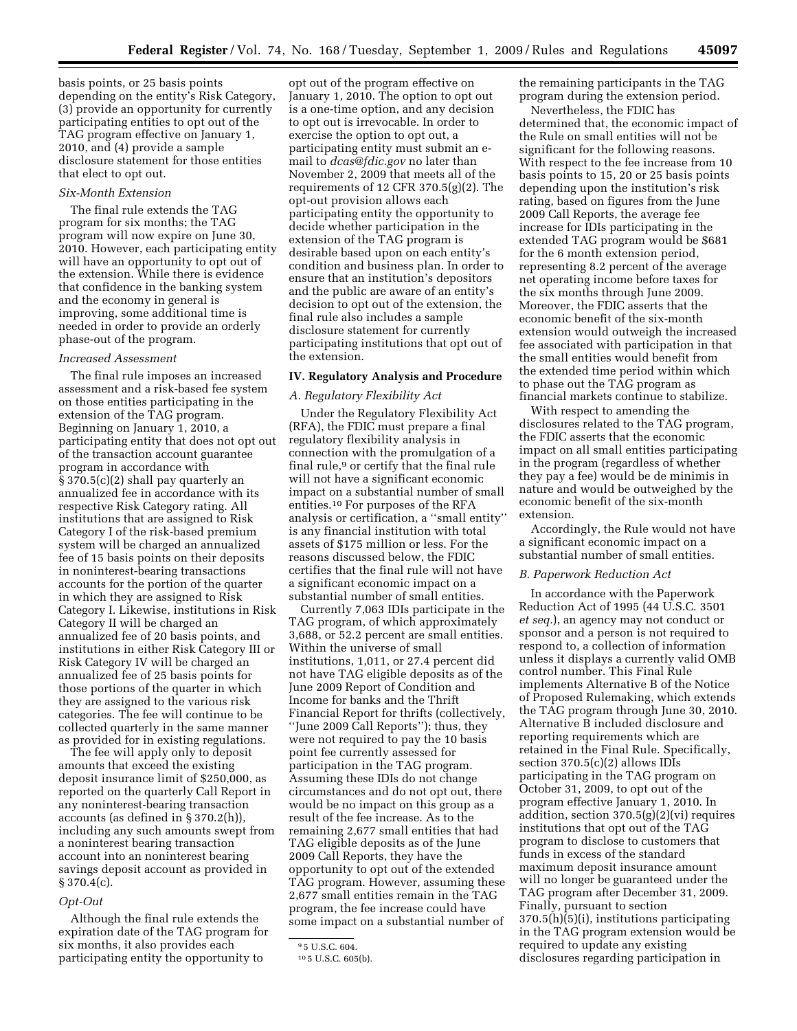basis points, or 25 basis points depending on the entity's Risk Category, (3) provide an opportunity for currently participating entities to opt out of the TAG program effective on January 1, 2010, and (4) provide a sample disclosure statement for those entities that elect to opt out.

### *Six-Month Extension*

The final rule extends the TAG program for six months; the TAG program will now expire on June 30, 2010. However, each participating entity will have an opportunity to opt out of the extension. While there is evidence that confidence in the banking system and the economy in general is improving, some additional time is needed in order to provide an orderly phase-out of the program.

### *Increased Assessment*

The final rule imposes an increased assessment and a risk-based fee system on those entities participating in the extension of the TAG program. Beginning on January 1, 2010, a participating entity that does not opt out of the transaction account guarantee program in accordance with § 370.5(c)(2) shall pay quarterly an annualized fee in accordance with its respective Risk Category rating. All institutions that are assigned to Risk Category I of the risk-based premium system will be charged an annualized fee of 15 basis points on their deposits in noninterest-bearing transactions accounts for the portion of the quarter in which they are assigned to Risk Category I. Likewise, institutions in Risk Category II will be charged an annualized fee of 20 basis points, and institutions in either Risk Category III or Risk Category IV will be charged an annualized fee of 25 basis points for those portions of the quarter in which they are assigned to the various risk categories. The fee will continue to be collected quarterly in the same manner as provided for in existing regulations.

The fee will apply only to deposit amounts that exceed the existing deposit insurance limit of $250,000, as reported on the quarterly Call Report in any noninterest-bearing transaction accounts (as defined in § 370.2(h)), including any such amounts swept from a noninterest bearing transaction account into an noninterest bearing savings deposit account as provided in § 370.4(c).

### *Opt-Out*

Although the final rule extends the expiration date of the TAG program for six months, it also provides each participating entity the opportunity to opt out of the program effective on January 1, 2010. The option to opt out is a one-time option, and any decision to opt out is irrevocable. In order to exercise the option to opt out, a participating entity must submit an e-mail to *dcas@fdic.gov* no later than November 2, 2009 that meets all of the requirements of 12 CFR 370.5(g)(2). The opt-out provision allows each participating entity the opportunity to decide whether participation in the extension of the TAG program is desirable based upon on each entity's condition and business plan. In order to ensure that an institution's depositors and the public are aware of an entity's decision to opt out of the extension, the final rule also includes a sample disclosure statement for currently participating institutions that opt out of the extension.

## IV. Regulatory Analysis and Procedure

### *A. Regulatory Flexibility Act*

Under the Regulatory Flexibility Act (RFA), the FDIC must prepare a final regulatory flexibility analysis in connection with the promulgation of a final rule,[9] or certify that the final rule will not have a significant economic impact on a substantial number of small entities.[10] For purposes of the RFA analysis or certification, a ''small entity'' is any financial institution with total assets of $175 million or less. For the reasons discussed below, the FDIC certifies that the final rule will not have a significant economic impact on a substantial number of small entities.

Currently 7,063 IDIs participate in the TAG program, of which approximately 3,688, or 52.2 percent are small entities. Within the universe of small institutions, 1,011, or 27.4 percent did not have TAG eligible deposits as of the June 2009 Report of Condition and Income for banks and the Thrift Financial Report for thrifts (collectively, ''June 2009 Call Reports''); thus, they were not required to pay the 10 basis point fee currently assessed for participation in the TAG program. Assuming these IDIs do not change circumstances and do not opt out, there would be no impact on this group as a result of the fee increase. As to the remaining 2,677 small entities that had TAG eligible deposits as of the June 2009 Call Reports, they have the opportunity to opt out of the extended TAG program. However, assuming these 2,677 small entities remain in the TAG program, the fee increase could have some impact on a substantial number of the remaining participants in the TAG program during the extension period.

Nevertheless, the FDIC has determined that, the economic impact of the Rule on small entities will not be significant for the following reasons. With respect to the fee increase from 10 basis points to 15, 20 or 25 basis points depending upon the institution's risk rating, based on figures from the June 2009 Call Reports, the average fee increase for IDIs participating in the extended TAG program would be $681 for the 6 month extension period, representing 8.2 percent of the average net operating income before taxes for the six months through June 2009. Moreover, the FDIC asserts that the economic benefit of the six-month extension would outweigh the increased fee associated with participation in that the small entities would benefit from the extended time period within which to phase out the TAG program as financial markets continue to stabilize.

With respect to amending the disclosures related to the TAG program, the FDIC asserts that the economic impact on all small entities participating in the program (regardless of whether they pay a fee) would be de minimis in nature and would be outweighed by the economic benefit of the six-month extension.

Accordingly, the Rule would not have a significant economic impact on a substantial number of small entities.

### *B. Paperwork Reduction Act*

In accordance with the Paperwork Reduction Act of 1995 (44 U.S.C. 3501 *et seq.*), an agency may not conduct or sponsor and a person is not required to respond to, a collection of information unless it displays a currently valid OMB control number. This Final Rule implements Alternative B of the Notice of Proposed Rulemaking, which extends the TAG program through June 30, 2010. Alternative B included disclosure and reporting requirements which are retained in the Final Rule. Specifically, section 370.5(c)(2) allows IDIs participating in the TAG program on October 31, 2009, to opt out of the program effective January 1, 2010. In addition, section 370.5(g)(2)(vi) requires institutions that opt out of the TAG program to disclose to customers that funds in excess of the standard maximum deposit insurance amount will no longer be guaranteed under the TAG program after December 31, 2009. Finally, pursuant to section 370.5(h)(5)(i), institutions participating in the TAG program extension would be required to update any existing disclosures regarding participation in

---

[9] 5 U.S.C. 604.

[10] 5 U.S.C. 605(b).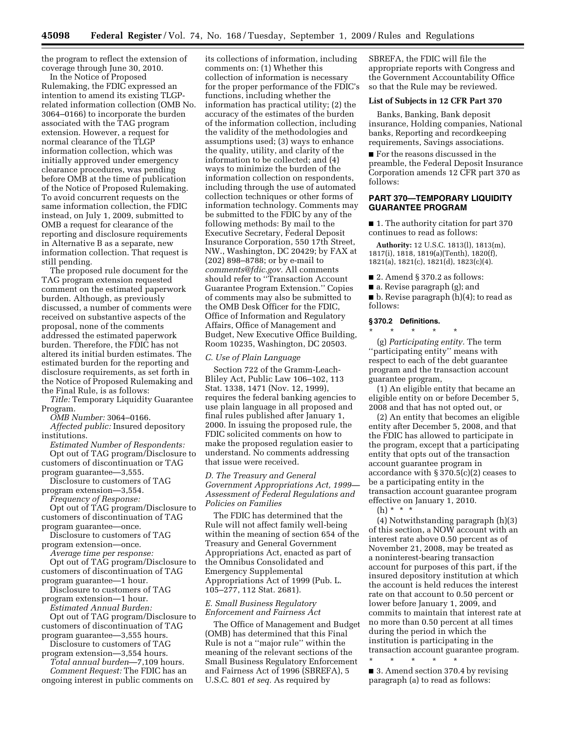the program to reflect the extension of coverage through June 30, 2010.

In the Notice of Proposed Rulemaking, the FDIC expressed an intention to amend its existing TLGP-related information collection (OMB No. 3064–0166) to incorporate the burden associated with the TAG program extension. However, a request for normal clearance of the TLGP information collection, which was initially approved under emergency clearance procedures, was pending before OMB at the time of publication of the Notice of Proposed Rulemaking. To avoid concurrent requests on the same information collection, the FDIC instead, on July 1, 2009, submitted to OMB a request for clearance of the reporting and disclosure requirements in Alternative B as a separate, new information collection. That request is still pending.

The proposed rule document for the TAG program extension requested comment on the estimated paperwork burden. Although, as previously discussed, a number of comments were received on substantive aspects of the proposal, none of the comments addressed the estimated paperwork burden. Therefore, the FDIC has not altered its initial burden estimates. The estimated burden for the reporting and disclosure requirements, as set forth in the Notice of Proposed Rulemaking and the Final Rule, is as follows:

*Title:* Temporary Liquidity Guarantee Program.

*OMB Number:* 3064–0166.

*Affected public:* Insured depository institutions.

*Estimated Number of Respondents:*

Opt out of TAG program/Disclosure to customers of discontinuation or TAG program guarantee—3,555.

Disclosure to customers of TAG program extension—3,554.

*Frequency of Response:*

Opt out of TAG program/Disclosure to customers of discontinuation of TAG program guarantee—once.

Disclosure to customers of TAG program extension—once.

*Average time per response:*

Opt out of TAG program/Disclosure to customers of discontinuation of TAG program guarantee—1 hour.

Disclosure to customers of TAG program extension—1 hour.

*Estimated Annual Burden:*

Opt out of TAG program/Disclosure to customers of discontinuation of TAG program guarantee—3,555 hours.

Disclosure to customers of TAG program extension—3,554 hours.

*Total annual burden*—7,109 hours.

*Comment Request:* The FDIC has an ongoing interest in public comments on its collections of information, including comments on: (1) Whether this collection of information is necessary for the proper performance of the FDIC's functions, including whether the information has practical utility; (2) the accuracy of the estimates of the burden of the information collection, including the validity of the methodologies and assumptions used; (3) ways to enhance the quality, utility, and clarity of the information to be collected; and (4) ways to minimize the burden of the information collection on respondents, including through the use of automated collection techniques or other forms of information technology. Comments may be submitted to the FDIC by any of the following methods: By mail to the Executive Secretary, Federal Deposit Insurance Corporation, 550 17th Street, NW., Washington, DC 20429; by FAX at (202) 898–8788; or by e-mail to *comments@fdic.gov.* All comments should refer to "Transaction Account Guarantee Program Extension." Copies of comments may also be submitted to the OMB Desk Officer for the FDIC, Office of Information and Regulatory Affairs, Office of Management and Budget, New Executive Office Building, Room 10235, Washington, DC 20503.

### *C. Use of Plain Language*

Section 722 of the Gramm-Leach-Bliley Act, Public Law 106–102, 113 Stat. 1338, 1471 (Nov. 12, 1999), requires the federal banking agencies to use plain language in all proposed and final rules published after January 1, 2000. In issuing the proposed rule, the FDIC solicited comments on how to make the proposed regulation easier to understand. No comments addressing that issue were received.

### *D. The Treasury and General Government Appropriations Act, 1999—Assessment of Federal Regulations and Policies on Families*

The FDIC has determined that the Rule will not affect family well-being within the meaning of section 654 of the Treasury and General Government Appropriations Act, enacted as part of the Omnibus Consolidated and Emergency Supplemental Appropriations Act of 1999 (Pub. L. 105–277, 112 Stat. 2681).

### *E. Small Business Regulatory Enforcement and Fairness Act*

The Office of Management and Budget (OMB) has determined that this Final Rule is not a "major rule" within the meaning of the relevant sections of the Small Business Regulatory Enforcement and Fairness Act of 1996 (SBREFA), 5 U.S.C. 801 *et seq.* As required by SBREFA, the FDIC will file the appropriate reports with Congress and the Government Accountability Office so that the Rule may be reviewed.

**List of Subjects in 12 CFR Part 370**

Banks, Banking, Bank deposit insurance, Holding companies, National banks, Reporting and recordkeeping requirements, Savings associations.

■ For the reasons discussed in the preamble, the Federal Deposit Insurance Corporation amends 12 CFR part 370 as follows:

## PART 370—TEMPORARY LIQUIDITY GUARANTEE PROGRAM

■ 1. The authority citation for part 370 continues to read as follows:

**Authority:** 12 U.S.C. 1813(l), 1813(m), 1817(i), 1818, 1819(a)(Tenth), 1820(f), 1821(a), 1821(c), 1821(d), 1823(c)(4).

■ 2. Amend § 370.2 as follows:

■ a. Revise paragraph (g); and

■ b. Revise paragraph (h)(4); to read as follows:

**§ 370.2 Definitions.**

\* \* \* \* \*

(g) *Participating entity.* The term "participating entity" means with respect to each of the debt guarantee program and the transaction account guarantee program,

(1) An eligible entity that became an eligible entity on or before December 5, 2008 and that has not opted out, or

(2) An entity that becomes an eligible entity after December 5, 2008, and that the FDIC has allowed to participate in the program, except that a participating entity that opts out of the transaction account guarantee program in accordance with § 370.5(c)(2) ceases to be a participating entity in the transaction account guarantee program effective on January 1, 2010.

(h) \* \* \*

(4) Notwithstanding paragraph (h)(3) of this section, a NOW account with an interest rate above 0.50 percent as of November 21, 2008, may be treated as a noninterest-bearing transaction account for purposes of this part, if the insured depository institution at which the account is held reduces the interest rate on that account to 0.50 percent or lower before January 1, 2009, and commits to maintain that interest rate at no more than 0.50 percent at all times during the period in which the institution is participating in the transaction account guarantee program.

\* \* \* \* \*

■ 3. Amend section 370.4 by revising paragraph (a) to read as follows: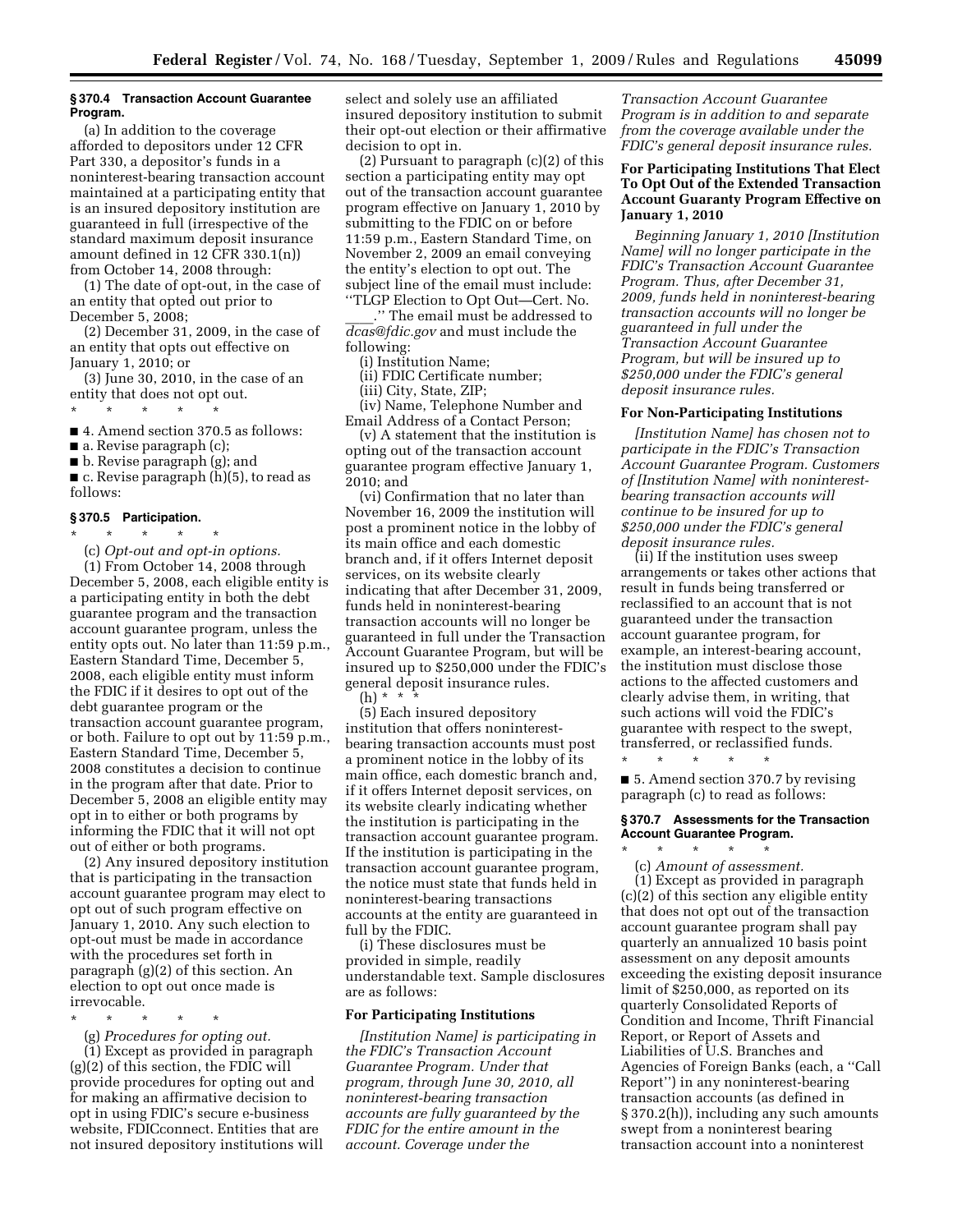### § 370.4 Transaction Account Guarantee Program.

(a) In addition to the coverage afforded to depositors under 12 CFR Part 330, a depositor's funds in a noninterest-bearing transaction account maintained at a participating entity that is an insured depository institution are guaranteed in full (irrespective of the standard maximum deposit insurance amount defined in 12 CFR 330.1(n)) from October 14, 2008 through:

(1) The date of opt-out, in the case of an entity that opted out prior to December 5, 2008;

(2) December 31, 2009, in the case of an entity that opts out effective on January 1, 2010; or

(3) June 30, 2010, in the case of an entity that does not opt out.

\* \* \* \* \*

■ 4. Amend section 370.5 as follows:

■ a. Revise paragraph (c);

■ b. Revise paragraph (g); and

■ c. Revise paragraph (h)(5), to read as follows:

### § 370.5 Participation.

\* \* \* \* \*

(c) *Opt-out and opt-in options.*

(1) From October 14, 2008 through December 5, 2008, each eligible entity is a participating entity in both the debt guarantee program and the transaction account guarantee program, unless the entity opts out. No later than 11:59 p.m., Eastern Standard Time, December 5, 2008, each eligible entity must inform the FDIC if it desires to opt out of the debt guarantee program or the transaction account guarantee program, or both. Failure to opt out by 11:59 p.m., Eastern Standard Time, December 5, 2008 constitutes a decision to continue in the program after that date. Prior to December 5, 2008 an eligible entity may opt in to either or both programs by informing the FDIC that it will not opt out of either or both programs.

(2) Any insured depository institution that is participating in the transaction account guarantee program may elect to opt out of such program effective on January 1, 2010. Any such election to opt-out must be made in accordance with the procedures set forth in paragraph (g)(2) of this section. An election to opt out once made is irrevocable.

\* \* \* \* \*

(g) *Procedures for opting out.*

(1) Except as provided in paragraph (g)(2) of this section, the FDIC will provide procedures for opting out and for making an affirmative decision to opt in using FDIC's secure e-business website, FDICconnect. Entities that are not insured depository institutions will select and solely use an affiliated insured depository institution to submit their opt-out election or their affirmative decision to opt in.

(2) Pursuant to paragraph (c)(2) of this section a participating entity may opt out of the transaction account guarantee program effective on January 1, 2010 by submitting to the FDIC on or before 11:59 p.m., Eastern Standard Time, on November 2, 2009 an email conveying the entity's election to opt out. The subject line of the email must include: ''TLGP Election to Opt Out—Cert. No. \_\_\_\_.'' The email must be addressed to *dcas@fdic.gov* and must include the following:

(i) Institution Name;

(ii) FDIC Certificate number;

(iii) City, State, ZIP;

(iv) Name, Telephone Number and Email Address of a Contact Person;

(v) A statement that the institution is opting out of the transaction account guarantee program effective January 1, 2010; and

(vi) Confirmation that no later than November 16, 2009 the institution will post a prominent notice in the lobby of its main office and each domestic branch and, if it offers Internet deposit services, on its website clearly indicating that after December 31, 2009, funds held in noninterest-bearing transaction accounts will no longer be guaranteed in full under the Transaction Account Guarantee Program, but will be insured up to $250,000 under the FDIC's general deposit insurance rules.

(h) \* \* \*

(5) Each insured depository institution that offers noninterest-bearing transaction accounts must post a prominent notice in the lobby of its main office, each domestic branch and, if it offers Internet deposit services, on its website clearly indicating whether the institution is participating in the transaction account guarantee program. If the institution is participating in the transaction account guarantee program, the notice must state that funds held in noninterest-bearing transactions accounts at the entity are guaranteed in full by the FDIC.

(i) These disclosures must be provided in simple, readily understandable text. Sample disclosures are as follows:

#### For Participating Institutions

*[Institution Name] is participating in the FDIC's Transaction Account Guarantee Program. Under that program, through June 30, 2010, all noninterest-bearing transaction accounts are fully guaranteed by the FDIC for the entire amount in the account. Coverage under the Transaction Account Guarantee Program is in addition to and separate from the coverage available under the FDIC's general deposit insurance rules.*

#### For Participating Institutions That Elect To Opt Out of the Extended Transaction Account Guaranty Program Effective on January 1, 2010

*Beginning January 1, 2010 [Institution Name] will no longer participate in the FDIC's Transaction Account Guarantee Program. Thus, after December 31, 2009, funds held in noninterest-bearing transaction accounts will no longer be guaranteed in full under the Transaction Account Guarantee Program, but will be insured up to $250,000 under the FDIC's general deposit insurance rules.*

#### For Non-Participating Institutions

*[Institution Name] has chosen not to participate in the FDIC's Transaction Account Guarantee Program. Customers of [Institution Name] with noninterest-bearing transaction accounts will continue to be insured for up to $250,000 under the FDIC's general deposit insurance rules.*

(ii) If the institution uses sweep arrangements or takes other actions that result in funds being transferred or reclassified to an account that is not guaranteed under the transaction account guarantee program, for example, an interest-bearing account, the institution must disclose those actions to the affected customers and clearly advise them, in writing, that such actions will void the FDIC's guarantee with respect to the swept, transferred, or reclassified funds.

\* \* \* \* \*

■ 5. Amend section 370.7 by revising paragraph (c) to read as follows:

### § 370.7 Assessments for the Transaction Account Guarantee Program.

\* \* \* \* \*

(c) *Amount of assessment.*

(1) Except as provided in paragraph (c)(2) of this section any eligible entity that does not opt out of the transaction account guarantee program shall pay quarterly an annualized 10 basis point assessment on any deposit amounts exceeding the existing deposit insurance limit of $250,000, as reported on its quarterly Consolidated Reports of Condition and Income, Thrift Financial Report, or Report of Assets and Liabilities of U.S. Branches and Agencies of Foreign Banks (each, a ''Call Report'') in any noninterest-bearing transaction accounts (as defined in § 370.2(h)), including any such amounts swept from a noninterest bearing transaction account into a noninterest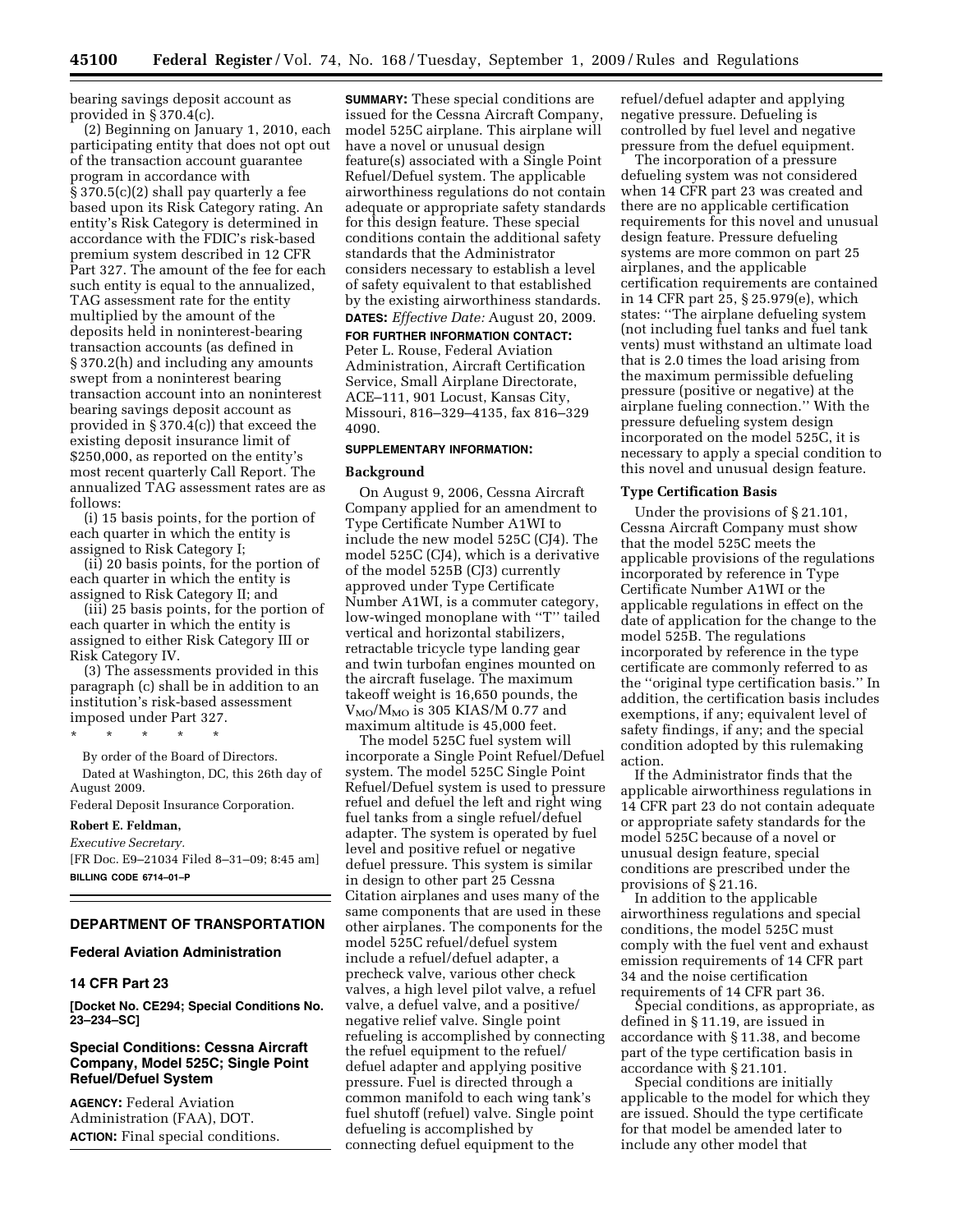bearing savings deposit account as provided in § 370.4(c).

(2) Beginning on January 1, 2010, each participating entity that does not opt out of the transaction account guarantee program in accordance with § 370.5(c)(2) shall pay quarterly a fee based upon its Risk Category rating. An entity's Risk Category is determined in accordance with the FDIC's risk-based premium system described in 12 CFR Part 327. The amount of the fee for each such entity is equal to the annualized, TAG assessment rate for the entity multiplied by the amount of the deposits held in noninterest-bearing transaction accounts (as defined in § 370.2(h) and including any amounts swept from a noninterest bearing transaction account into an noninterest bearing savings deposit account as provided in § 370.4(c)) that exceed the existing deposit insurance limit of $250,000, as reported on the entity's most recent quarterly Call Report. The annualized TAG assessment rates are as follows:

(i) 15 basis points, for the portion of each quarter in which the entity is assigned to Risk Category I;

(ii) 20 basis points, for the portion of each quarter in which the entity is assigned to Risk Category II; and

(iii) 25 basis points, for the portion of each quarter in which the entity is assigned to either Risk Category III or Risk Category IV.

(3) The assessments provided in this paragraph (c) shall be in addition to an institution's risk-based assessment imposed under Part 327.

\* \* \* \* \*

By order of the Board of Directors.

Dated at Washington, DC, this 26th day of August 2009.

Federal Deposit Insurance Corporation.

**Robert E. Feldman,**

*Executive Secretary.*

[FR Doc. E9–21034 Filed 8–31–09; 8:45 am]

**BILLING CODE 6714–01–P**

---

## DEPARTMENT OF TRANSPORTATION

### Federal Aviation Administration

### 14 CFR Part 23

**[Docket No. CE294; Special Conditions No. 23–234–SC]**

### Special Conditions: Cessna Aircraft Company, Model 525C; Single Point Refuel/Defuel System

**AGENCY:** Federal Aviation Administration (FAA), DOT.

**ACTION:** Final special conditions.

**SUMMARY:** These special conditions are issued for the Cessna Aircraft Company, model 525C airplane. This airplane will have a novel or unusual design feature(s) associated with a Single Point Refuel/Defuel system. The applicable airworthiness regulations do not contain adequate or appropriate safety standards for this design feature. These special conditions contain the additional safety standards that the Administrator considers necessary to establish a level of safety equivalent to that established by the existing airworthiness standards.

**DATES:** *Effective Date:* August 20, 2009.

**FOR FURTHER INFORMATION CONTACT:** Peter L. Rouse, Federal Aviation Administration, Aircraft Certification Service, Small Airplane Directorate, ACE–111, 901 Locust, Kansas City, Missouri, 816–329–4135, fax 816–329 4090.

**SUPPLEMENTARY INFORMATION:**

#### Background

On August 9, 2006, Cessna Aircraft Company applied for an amendment to Type Certificate Number A1WI to include the new model 525C (CJ4). The model 525C (CJ4), which is a derivative of the model 525B (CJ3) currently approved under Type Certificate Number A1WI, is a commuter category, low-winged monoplane with "T" tailed vertical and horizontal stabilizers, retractable tricycle type landing gear and twin turbofan engines mounted on the aircraft fuselage. The maximum takeoff weight is 16,650 pounds, the $V_{MO}/M_{MO}$ is 305 KIAS/M 0.77 and maximum altitude is 45,000 feet.

The model 525C fuel system will incorporate a Single Point Refuel/Defuel system. The model 525C Single Point Refuel/Defuel system is used to pressure refuel and defuel the left and right wing fuel tanks from a single refuel/defuel adapter. The system is operated by fuel level and positive refuel or negative defuel pressure. This system is similar in design to other part 25 Cessna Citation airplanes and uses many of the same components that are used in these other airplanes. The components for the model 525C refuel/defuel system include a refuel/defuel adapter, a precheck valve, various other check valves, a high level pilot valve, a refuel valve, a defuel valve, and a positive/negative relief valve. Single point refueling is accomplished by connecting the refuel equipment to the refuel/defuel adapter and applying positive pressure. Fuel is directed through a common manifold to each wing tank's fuel shutoff (refuel) valve. Single point defueling is accomplished by connecting defuel equipment to the refuel/defuel adapter and applying negative pressure. Defueling is controlled by fuel level and negative pressure from the defuel equipment.

The incorporation of a pressure defueling system was not considered when 14 CFR part 23 was created and there are no applicable certification requirements for this novel and unusual design feature. Pressure defueling systems are more common on part 25 airplanes, and the applicable certification requirements are contained in 14 CFR part 25, § 25.979(e), which states: "The airplane defueling system (not including fuel tanks and fuel tank vents) must withstand an ultimate load that is 2.0 times the load arising from the maximum permissible defueling pressure (positive or negative) at the airplane fueling connection." With the pressure defueling system design incorporated on the model 525C, it is necessary to apply a special condition to this novel and unusual design feature.

#### Type Certification Basis

Under the provisions of § 21.101, Cessna Aircraft Company must show that the model 525C meets the applicable provisions of the regulations incorporated by reference in Type Certificate Number A1WI or the applicable regulations in effect on the date of application for the change to the model 525B. The regulations incorporated by reference in the type certificate are commonly referred to as the "original type certification basis." In addition, the certification basis includes exemptions, if any; equivalent level of safety findings, if any; and the special condition adopted by this rulemaking action.

If the Administrator finds that the applicable airworthiness regulations in 14 CFR part 23 do not contain adequate or appropriate safety standards for the model 525C because of a novel or unusual design feature, special conditions are prescribed under the provisions of § 21.16.

In addition to the applicable airworthiness regulations and special conditions, the model 525C must comply with the fuel vent and exhaust emission requirements of 14 CFR part 34 and the noise certification requirements of 14 CFR part 36.

Special conditions, as appropriate, as defined in § 11.19, are issued in accordance with § 11.38, and become part of the type certification basis in accordance with § 21.101.

Special conditions are initially applicable to the model for which they are issued. Should the type certificate for that model be amended later to include any other model that